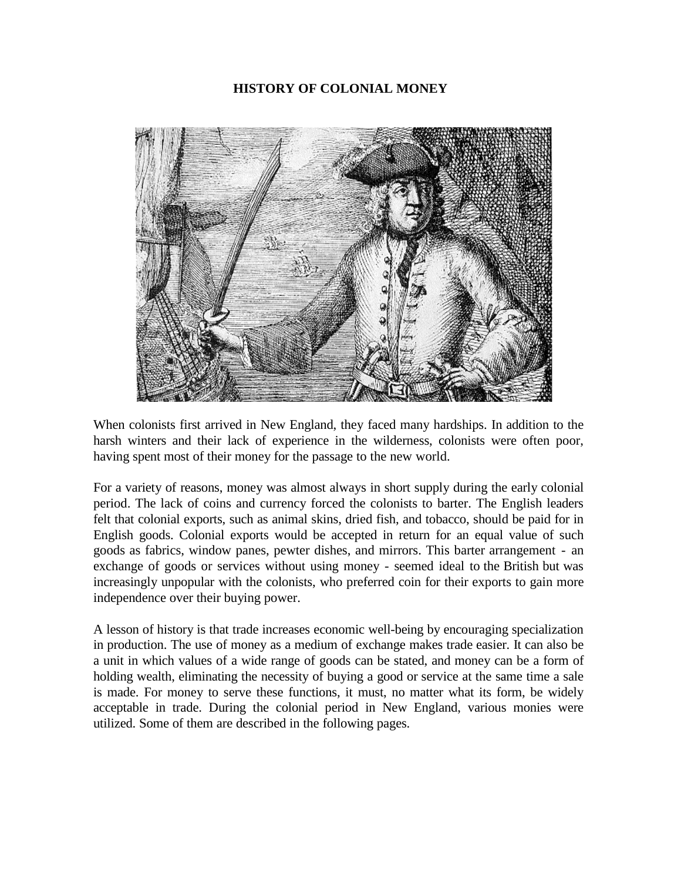# HISTORY OF COLONIAL MONEY

When colonists first arrived in New England, they faced many hardships. In addition to the harsh winters and their lack of experience in the wilderness, colonists were often poor, having spent most of their money for the passage to the new world.

For a variety of reasons, money was almost always in short supply during the early colonial period. The lack of coins and currency forced the colonists to barter. The English leaders felt that colonial exports, such as animal skins, dried fish, and tobacco, should be paid for in English goods. Colonial exports would be accepted in return for an equal value of such goods as fabrics, window panes, pewter dishes, and mirrors. This barter arrangement - an exchange of goods or services without using money - seemed ideal to the British but was increasingly unpopular with the colonists, who preferred coin for their exports to gain more independence over their buying power.

A lesson of history is that trade increases economic well-being by encouraging specialization in production. The use of money as a medium of exchange makes trade easier. It can also be a unit in which values of a wide range of goods can be stated, and money can be a form of holding wealth, eliminating the necessity of buying a good or service at the same time a sale is made. For money to serve these functions, it must, no matter what its form, be widely acceptable in trade. During the colonial period in New England, various monies were utilized. Some of them are described in the following pages.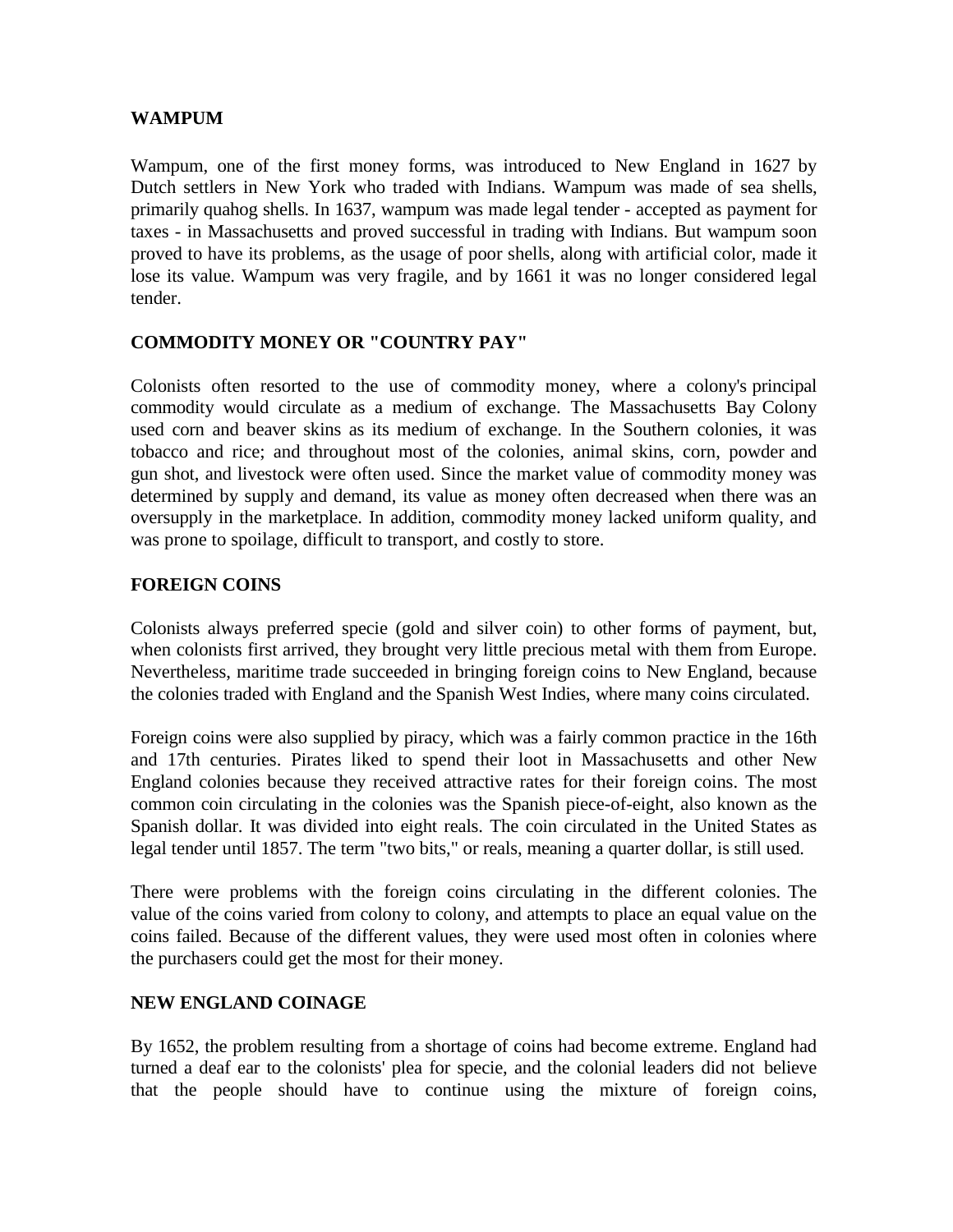## WAMPUM

Wampum, one of the first money forms, was introduced to New England in 1627 by Dutch settlers in New York who traded with Indians. Wampum was made of sea shells, primarily quahog shells. In 1637, wampum was made legal tender - accepted as payment for taxes - in Massachusetts and proved successful in trading with Indians. But wampum soon proved to have its problems, as the usage of poor shells, along with artificial color, made it lose its value. Wampum was very fragile, and by 1661 it was no longer considered legal tender.

## COMMODITY MONEY OR "COUNTRY PAY"

Colonists often resorted to the use of commodity money, where a colony's principal commodity would circulate as a medium of exchange. The Massachusetts Bay Colony used corn and beaver skins as its medium of exchange. In the Southern colonies, it was tobacco and rice; and throughout most of the colonies, animal skins, corn, powder and gun shot, and livestock were often used. Since the market value of commodity money was determined by supply and demand, its value as money often decreased when there was an oversupply in the marketplace. In addition, commodity money lacked uniform quality, and was prone to spoilage, difficult to transport, and costly to store.

## FOREIGN COINS

Colonists always preferred specie (gold and silver coin) to other forms of payment, but, when colonists first arrived, they brought very little precious metal with them from Europe. Nevertheless, maritime trade succeeded in bringing foreign coins to New England, because the colonies traded with England and the Spanish West Indies, where many coins circulated.

Foreign coins were also supplied by piracy, which was a fairly common practice in the 16th and 17th centuries. Pirates liked to spend their loot in Massachusetts and other New England colonies because they received attractive rates for their foreign coins. The most common coin circulating in the colonies was the Spanish piece-of-eight, also known as the Spanish dollar. It was divided into eight reals. The coin circulated in the United States as legal tender until 1857. The term "two bits," or reals, meaning a quarter dollar, is still used.

There were problems with the foreign coins circulating in the different colonies. The value of the coins varied from colony to colony, and attempts to place an equal value on the coins failed. Because of the different values, they were used most often in colonies where the purchasers could get the most for their money.

## NEW ENGLAND COINAGE

By 1652, the problem resulting from a shortage of coins had become extreme. England had turned a deaf ear to the colonists' plea for specie, and the colonial leaders did not believe that the people should have to continue using the mixture of foreign coins,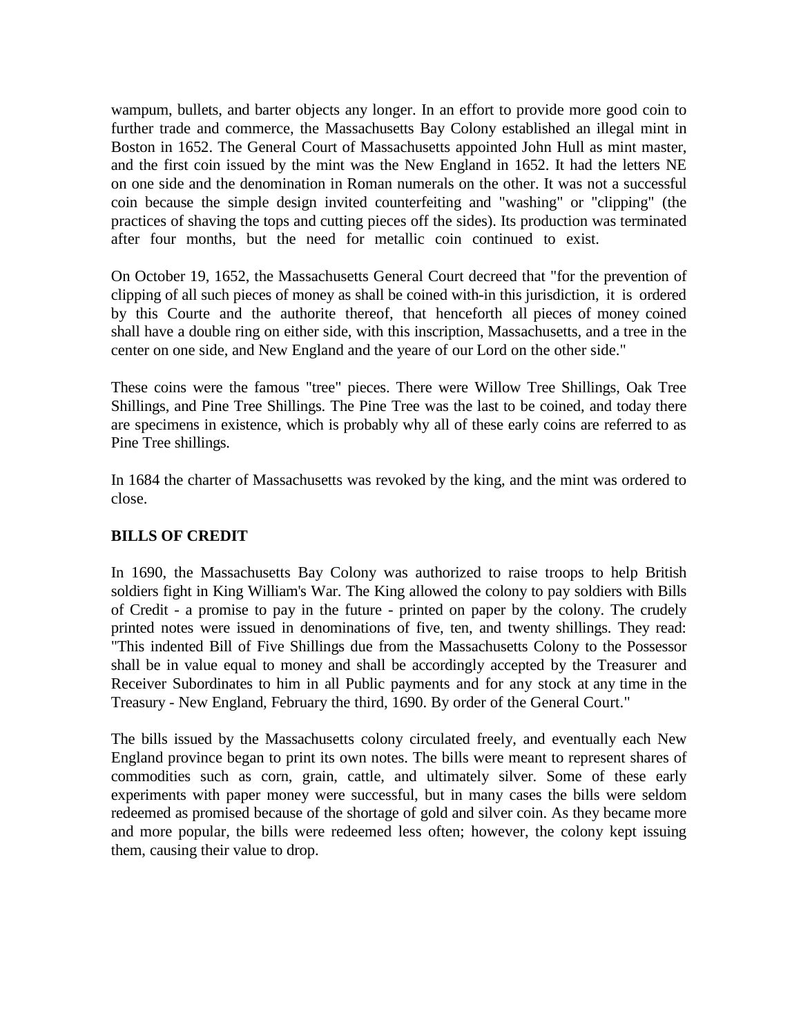wampum, bullets, and barter objects any longer. In an effort to provide more good coin to further trade and commerce, the Massachusetts Bay Colony established an illegal mint in Boston in 1652. The General Court of Massachusetts appointed John Hull as mint master, and the first coin issued by the mint was the New England in 1652. It had the letters NE on one side and the denomination in Roman numerals on the other. It was not a successful coin because the simple design invited counterfeiting and "washing" or "clipping" (the practices of shaving the tops and cutting pieces off the sides). Its production was terminated after four months, but the need for metallic coin continued to exist.

On October 19, 1652, the Massachusetts General Court decreed that "for the prevention of clipping of all such pieces of money as shall be coined with-in this jurisdiction, it is ordered by this Courte and the authorite thereof, that henceforth all pieces of money coined shall have a double ring on either side, with this inscription, Massachusetts, and a tree in the center on one side, and New England and the yeare of our Lord on the other side."

These coins were the famous "tree" pieces. There were Willow Tree Shillings, Oak Tree Shillings, and Pine Tree Shillings. The Pine Tree was the last to be coined, and today there are specimens in existence, which is probably why all of these early coins are referred to as Pine Tree shillings.

In 1684 the charter of Massachusetts was revoked by the king, and the mint was ordered to close.

**BILLS OF CREDIT**

In 1690, the Massachusetts Bay Colony was authorized to raise troops to help British soldiers fight in King William's War. The King allowed the colony to pay soldiers with Bills of Credit - a promise to pay in the future - printed on paper by the colony. The crudely printed notes were issued in denominations of five, ten, and twenty shillings. They read: "This indented Bill of Five Shillings due from the Massachusetts Colony to the Possessor shall be in value equal to money and shall be accordingly accepted by the Treasurer and Receiver Subordinates to him in all Public payments and for any stock at any time in the Treasury - New England, February the third, 1690. By order of the General Court."

The bills issued by the Massachusetts colony circulated freely, and eventually each New England province began to print its own notes. The bills were meant to represent shares of commodities such as corn, grain, cattle, and ultimately silver. Some of these early experiments with paper money were successful, but in many cases the bills were seldom redeemed as promised because of the shortage of gold and silver coin. As they became more and more popular, the bills were redeemed less often; however, the colony kept issuing them, causing their value to drop.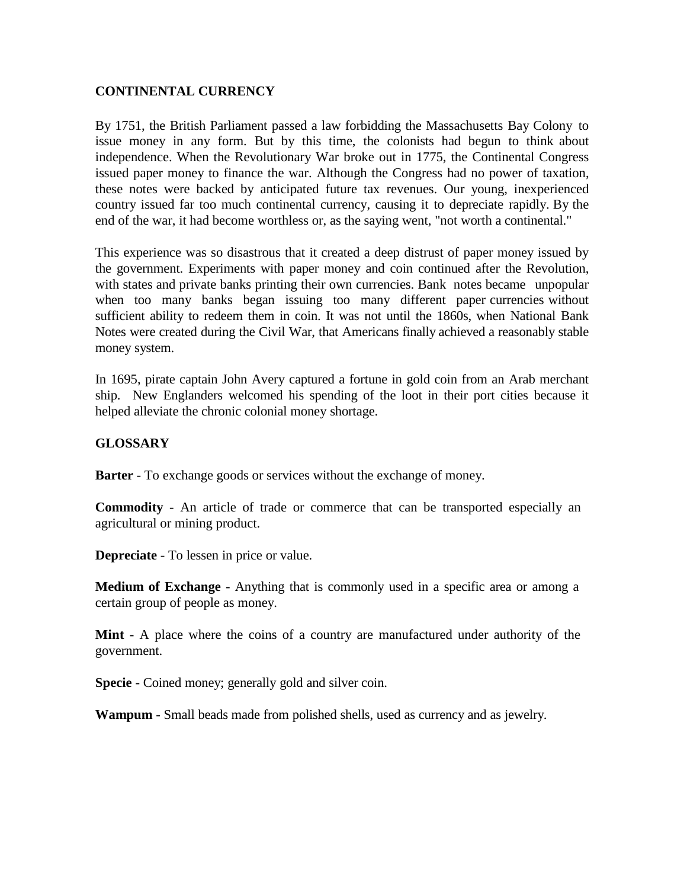## CONTINENTAL CURRENCY

By 1751, the British Parliament passed a law forbidding the Massachusetts Bay Colony to issue money in any form. But by this time, the colonists had begun to think about independence. When the Revolutionary War broke out in 1775, the Continental Congress issued paper money to finance the war. Although the Congress had no power of taxation, these notes were backed by anticipated future tax revenues. Our young, inexperienced country issued far too much continental currency, causing it to depreciate rapidly. By the end of the war, it had become worthless or, as the saying went, "not worth a continental."

This experience was so disastrous that it created a deep distrust of paper money issued by the government. Experiments with paper money and coin continued after the Revolution, with states and private banks printing their own currencies. Bank notes became unpopular when too many banks began issuing too many different paper currencies without sufficient ability to redeem them in coin. It was not until the 1860s, when National Bank Notes were created during the Civil War, that Americans finally achieved a reasonably stable money system.

In 1695, pirate captain John Avery captured a fortune in gold coin from an Arab merchant ship. New Englanders welcomed his spending of the loot in their port cities because it helped alleviate the chronic colonial money shortage.

## GLOSSARY

**Barter** - To exchange goods or services without the exchange of money.

**Commodity** - An article of trade or commerce that can be transported especially an agricultural or mining product.

**Depreciate** - To lessen in price or value.

**Medium of Exchange** - Anything that is commonly used in a specific area or among a certain group of people as money.

**Mint** - A place where the coins of a country are manufactured under authority of the government.

**Specie** - Coined money; generally gold and silver coin.

**Wampum** - Small beads made from polished shells, used as currency and as jewelry.